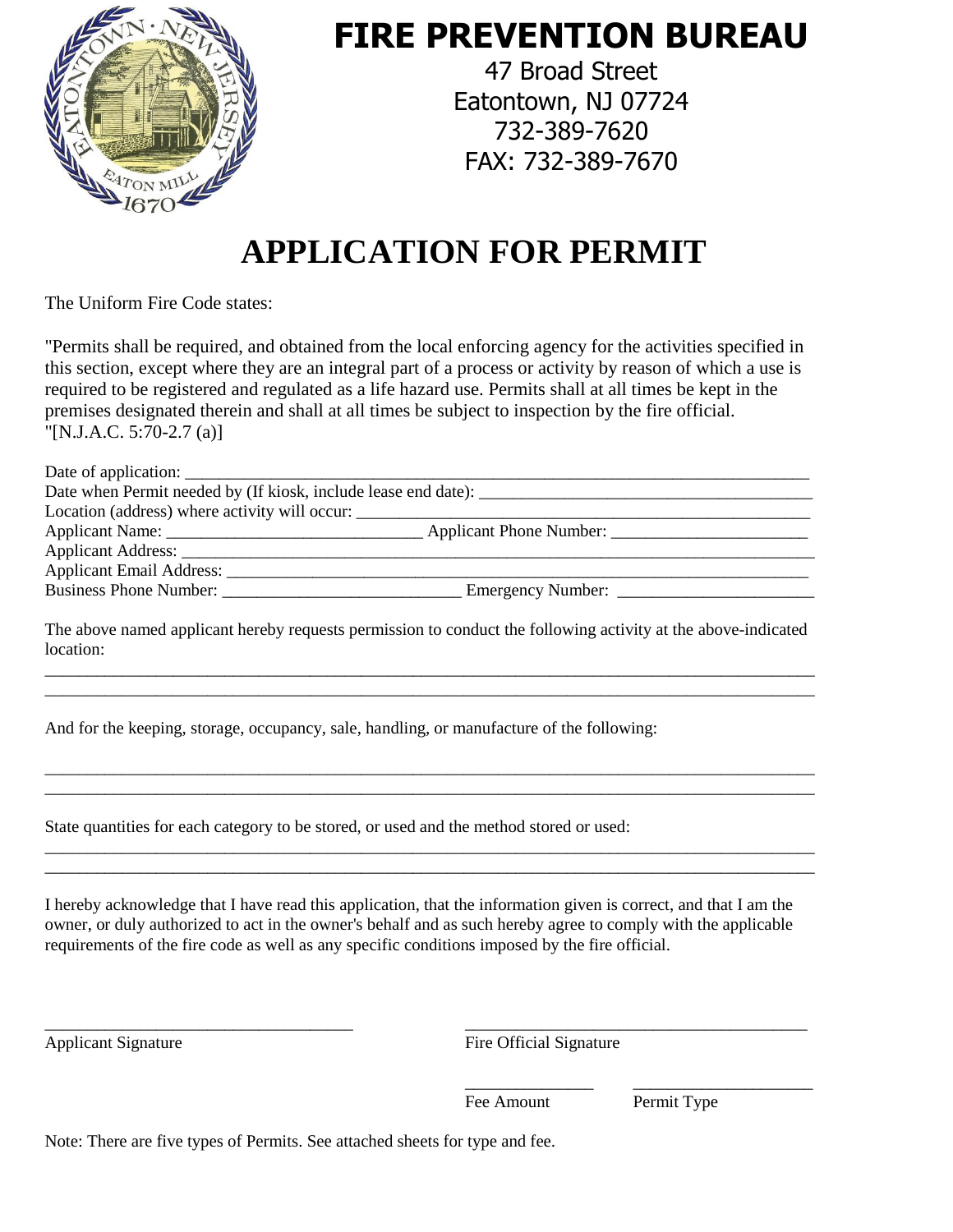# FIRE PREVENTION BUREAU

47 Broad Street
Eatontown, NJ 07724
732-389-7620
FAX: 732-389-7670

# APPLICATION FOR PERMIT

The Uniform Fire Code states:

"Permits shall be required, and obtained from the local enforcing agency for the activities specified in this section, except where they are an integral part of a process or activity by reason of which a use is required to be registered and regulated as a life hazard use. Permits shall at all times be kept in the premises designated therein and shall at all times be subject to inspection by the fire official. "[N.J.A.C. 5:70-2.7 (a)]

Date of application: ___________________________________________________________________

Date when Permit needed by (If kiosk, include lease end date): ______________________________

Location (address) where activity will occur: _____________________________________________

Applicant Name: _____________________________ Applicant Phone Number: _______________________

Applicant Address: ______________________________________________________________________

Applicant Email Address: _________________________________________________________________

Business Phone Number: ____________________________ Emergency Number: _______________________

The above named applicant hereby requests permission to conduct the following activity at the above-indicated location:

______________________________________________________________________________________

______________________________________________________________________________________

And for the keeping, storage, occupancy, sale, handling, or manufacture of the following:

______________________________________________________________________________________

______________________________________________________________________________________

State quantities for each category to be stored, or used and the method stored or used:

______________________________________________________________________________________

______________________________________________________________________________________

I hereby acknowledge that I have read this application, that the information given is correct, and that I am the owner, or duly authorized to act in the owner's behalf and as such hereby agree to comply with the applicable requirements of the fire code as well as any specific conditions imposed by the fire official.

____________________________________ ________________________________________

Applicant Signature                                        Fire Official Signature

______________ ____________________

Fee Amount         Permit Type

Note: There are five types of Permits. See attached sheets for type and fee.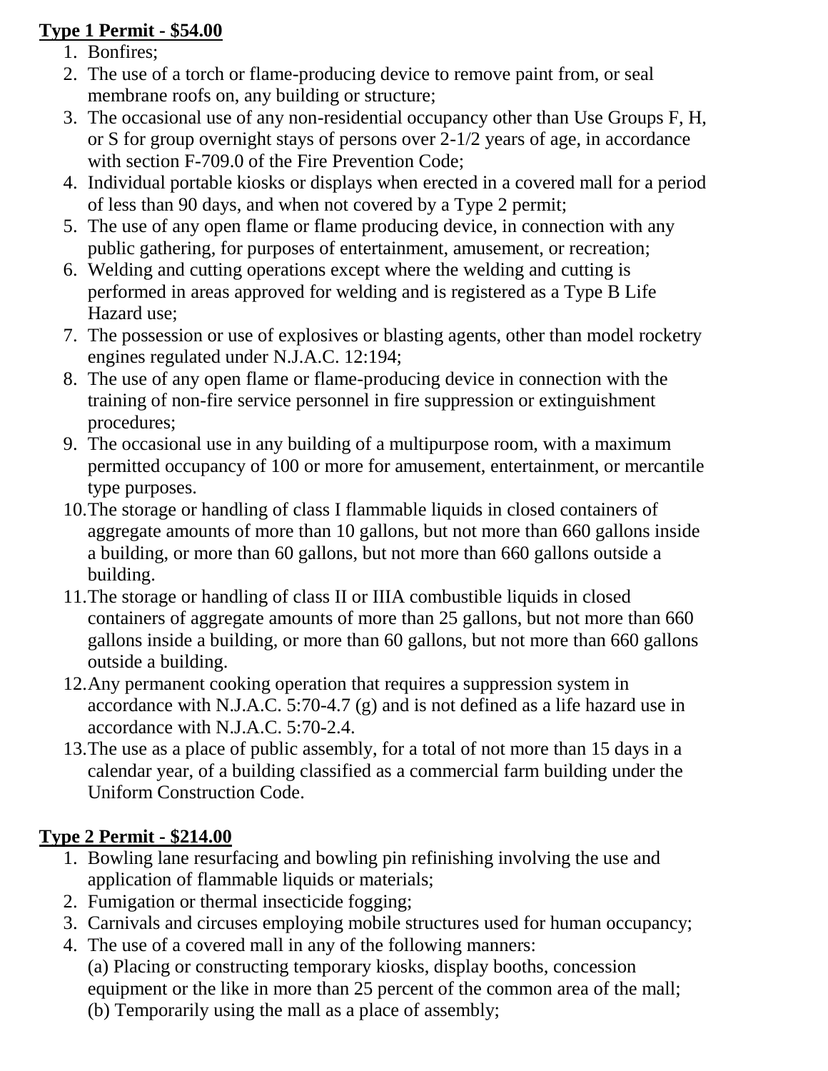**Type 1 Permit - $54.00**

1. Bonfires;
2. The use of a torch or flame-producing device to remove paint from, or seal membrane roofs on, any building or structure;
3. The occasional use of any non-residential occupancy other than Use Groups F, H, or S for group overnight stays of persons over 2-1/2 years of age, in accordance with section F-709.0 of the Fire Prevention Code;
4. Individual portable kiosks or displays when erected in a covered mall for a period of less than 90 days, and when not covered by a Type 2 permit;
5. The use of any open flame or flame producing device, in connection with any public gathering, for purposes of entertainment, amusement, or recreation;
6. Welding and cutting operations except where the welding and cutting is performed in areas approved for welding and is registered as a Type B Life Hazard use;
7. The possession or use of explosives or blasting agents, other than model rocketry engines regulated under N.J.A.C. 12:194;
8. The use of any open flame or flame-producing device in connection with the training of non-fire service personnel in fire suppression or extinguishment procedures;
9. The occasional use in any building of a multipurpose room, with a maximum permitted occupancy of 100 or more for amusement, entertainment, or mercantile type purposes.
10. The storage or handling of class I flammable liquids in closed containers of aggregate amounts of more than 10 gallons, but not more than 660 gallons inside a building, or more than 60 gallons, but not more than 660 gallons outside a building.
11. The storage or handling of class II or IIIA combustible liquids in closed containers of aggregate amounts of more than 25 gallons, but not more than 660 gallons inside a building, or more than 60 gallons, but not more than 660 gallons outside a building.
12. Any permanent cooking operation that requires a suppression system in accordance with N.J.A.C. 5:70-4.7 (g) and is not defined as a life hazard use in accordance with N.J.A.C. 5:70-2.4.
13. The use as a place of public assembly, for a total of not more than 15 days in a calendar year, of a building classified as a commercial farm building under the Uniform Construction Code.

**Type 2 Permit - $214.00**

1. Bowling lane resurfacing and bowling pin refinishing involving the use and application of flammable liquids or materials;
2. Fumigation or thermal insecticide fogging;
3. Carnivals and circuses employing mobile structures used for human occupancy;
4. The use of a covered mall in any of the following manners:
   (a) Placing or constructing temporary kiosks, display booths, concession equipment or the like in more than 25 percent of the common area of the mall;
   (b) Temporarily using the mall as a place of assembly;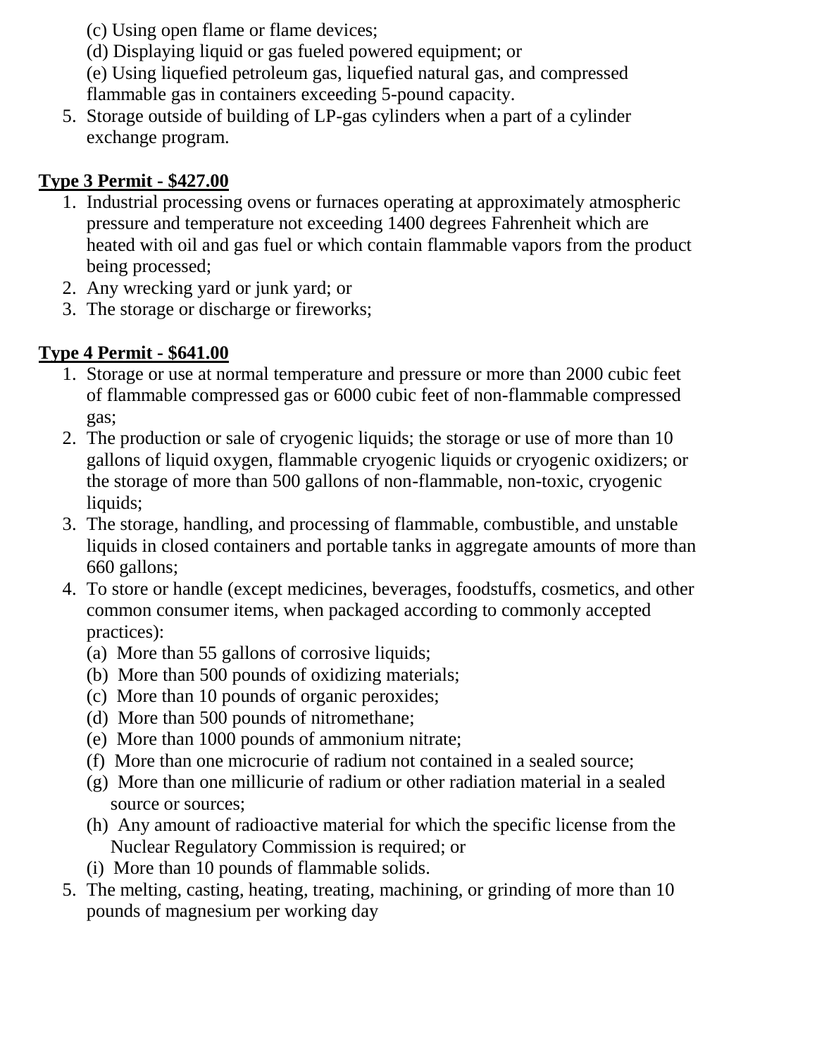(c) Using open flame or flame devices;

(d) Displaying liquid or gas fueled powered equipment; or

(e) Using liquefied petroleum gas, liquefied natural gas, and compressed flammable gas in containers exceeding 5-pound capacity.

5. Storage outside of building of LP-gas cylinders when a part of a cylinder exchange program.

**Type 3 Permit - $427.00**

1. Industrial processing ovens or furnaces operating at approximately atmospheric pressure and temperature not exceeding 1400 degrees Fahrenheit which are heated with oil and gas fuel or which contain flammable vapors from the product being processed;
2. Any wrecking yard or junk yard; or
3. The storage or discharge or fireworks;

**Type 4 Permit - $641.00**

1. Storage or use at normal temperature and pressure or more than 2000 cubic feet of flammable compressed gas or 6000 cubic feet of non-flammable compressed gas;
2. The production or sale of cryogenic liquids; the storage or use of more than 10 gallons of liquid oxygen, flammable cryogenic liquids or cryogenic oxidizers; or the storage of more than 500 gallons of non-flammable, non-toxic, cryogenic liquids;
3. The storage, handling, and processing of flammable, combustible, and unstable liquids in closed containers and portable tanks in aggregate amounts of more than 660 gallons;
4. To store or handle (except medicines, beverages, foodstuffs, cosmetics, and other common consumer items, when packaged according to commonly accepted practices):
   (a) More than 55 gallons of corrosive liquids;
   (b) More than 500 pounds of oxidizing materials;
   (c) More than 10 pounds of organic peroxides;
   (d) More than 500 pounds of nitromethane;
   (e) More than 1000 pounds of ammonium nitrate;
   (f) More than one microcurie of radium not contained in a sealed source;
   (g) More than one millicurie of radium or other radiation material in a sealed source or sources;
   (h) Any amount of radioactive material for which the specific license from the Nuclear Regulatory Commission is required; or
   (i) More than 10 pounds of flammable solids.
5. The melting, casting, heating, treating, machining, or grinding of more than 10 pounds of magnesium per working day